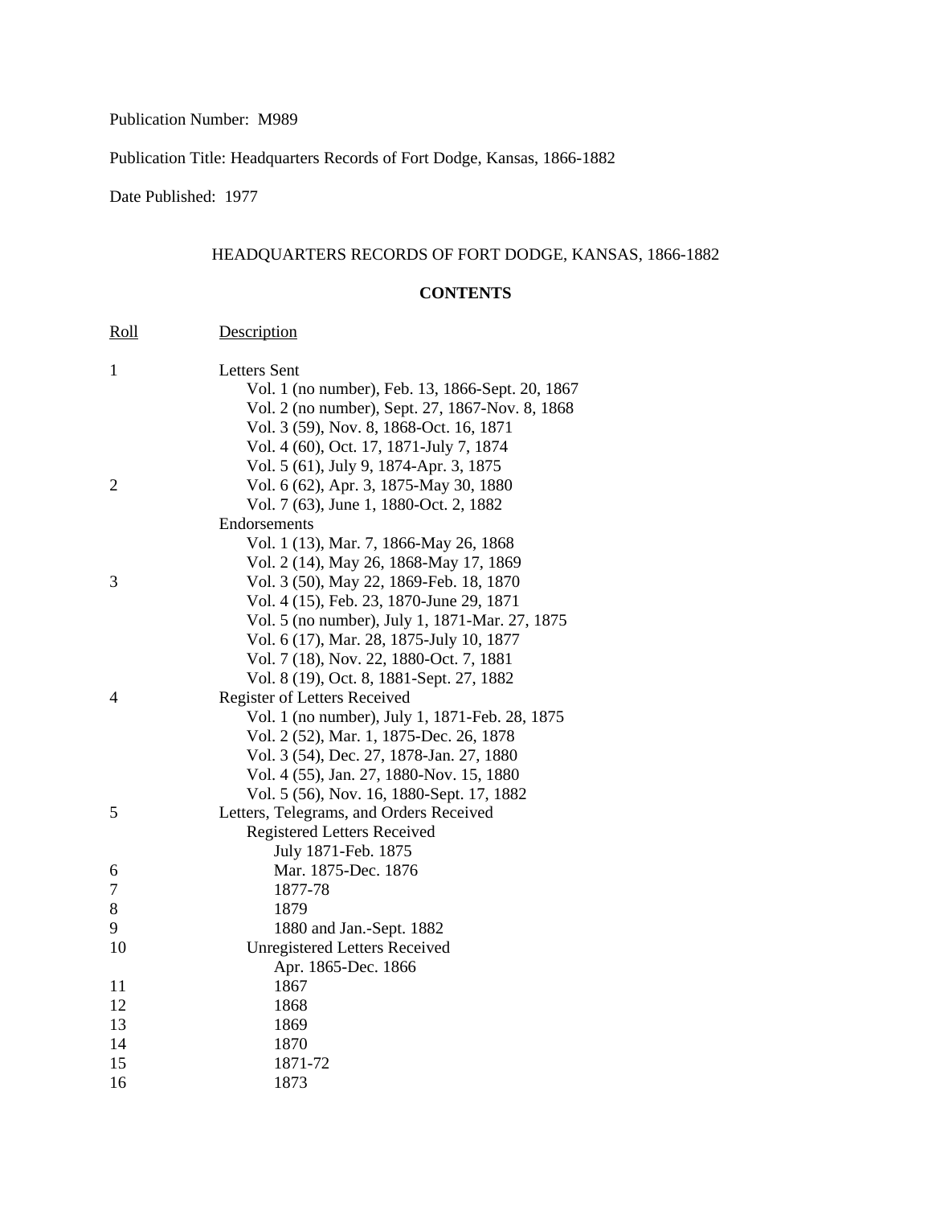Publication Number: M989

Publication Title: Headquarters Records of Fort Dodge, Kansas, 1866-1882

Date Published: 1977

## HEADQUARTERS RECORDS OF FORT DODGE, KANSAS, 1866-1882

### CONTENTS

| Roll | Description |
|---|---|
| 1 | Letters Sent |
| | Vol. 1 (no number), Feb. 13, 1866-Sept. 20, 1867 |
| | Vol. 2 (no number), Sept. 27, 1867-Nov. 8, 1868 |
| | Vol. 3 (59), Nov. 8, 1868-Oct. 16, 1871 |
| | Vol. 4 (60), Oct. 17, 1871-July 7, 1874 |
| | Vol. 5 (61), July 9, 1874-Apr. 3, 1875 |
| 2 | Vol. 6 (62), Apr. 3, 1875-May 30, 1880 |
| | Vol. 7 (63), June 1, 1880-Oct. 2, 1882 |
| | Endorsements |
| | Vol. 1 (13), Mar. 7, 1866-May 26, 1868 |
| | Vol. 2 (14), May 26, 1868-May 17, 1869 |
| 3 | Vol. 3 (50), May 22, 1869-Feb. 18, 1870 |
| | Vol. 4 (15), Feb. 23, 1870-June 29, 1871 |
| | Vol. 5 (no number), July 1, 1871-Mar. 27, 1875 |
| | Vol. 6 (17), Mar. 28, 1875-July 10, 1877 |
| | Vol. 7 (18), Nov. 22, 1880-Oct. 7, 1881 |
| | Vol. 8 (19), Oct. 8, 1881-Sept. 27, 1882 |
| 4 | Register of Letters Received |
| | Vol. 1 (no number), July 1, 1871-Feb. 28, 1875 |
| | Vol. 2 (52), Mar. 1, 1875-Dec. 26, 1878 |
| | Vol. 3 (54), Dec. 27, 1878-Jan. 27, 1880 |
| | Vol. 4 (55), Jan. 27, 1880-Nov. 15, 1880 |
| | Vol. 5 (56), Nov. 16, 1880-Sept. 17, 1882 |
| 5 | Letters, Telegrams, and Orders Received |
| | Registered Letters Received |
| | July 1871-Feb. 1875 |
| 6 | Mar. 1875-Dec. 1876 |
| 7 | 1877-78 |
| 8 | 1879 |
| 9 | 1880 and Jan.-Sept. 1882 |
| 10 | Unregistered Letters Received |
| | Apr. 1865-Dec. 1866 |
| 11 | 1867 |
| 12 | 1868 |
| 13 | 1869 |
| 14 | 1870 |
| 15 | 1871-72 |
| 16 | 1873 |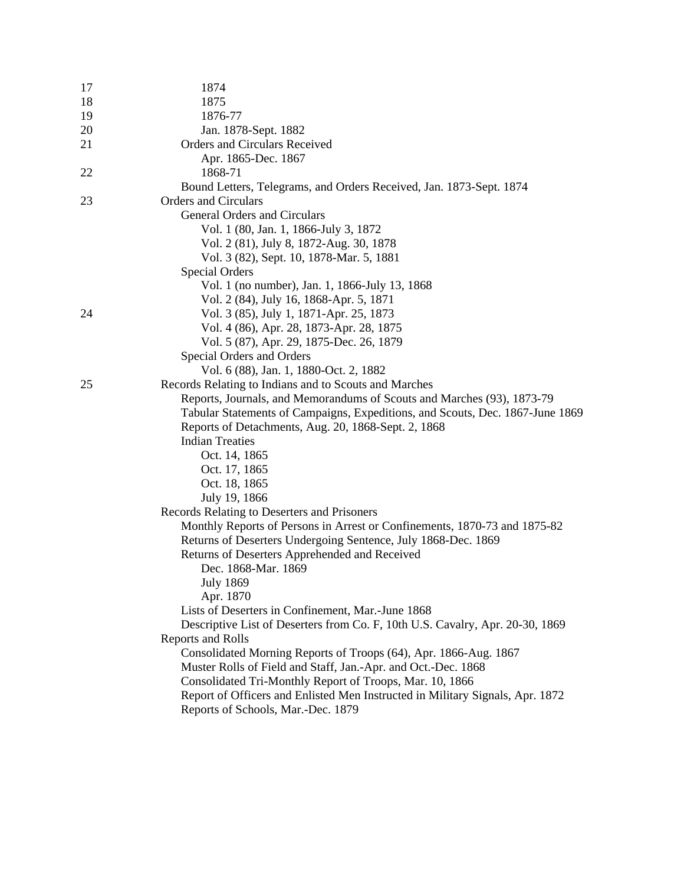| | |
|---|---|
| 17 | 1874 |
| 18 | 1875 |
| 19 | 1876-77 |
| 20 | Jan. 1878-Sept. 1882 |
| 21 | Orders and Circulars Received |
| | Apr. 1865-Dec. 1867 |
| 22 | 1868-71 |
| | Bound Letters, Telegrams, and Orders Received, Jan. 1873-Sept. 1874 |
| 23 | Orders and Circulars |
| | General Orders and Circulars |
| | Vol. 1 (80, Jan. 1, 1866-July 3, 1872 |
| | Vol. 2 (81), July 8, 1872-Aug. 30, 1878 |
| | Vol. 3 (82), Sept. 10, 1878-Mar. 5, 1881 |
| | Special Orders |
| | Vol. 1 (no number), Jan. 1, 1866-July 13, 1868 |
| | Vol. 2 (84), July 16, 1868-Apr. 5, 1871 |
| 24 | Vol. 3 (85), July 1, 1871-Apr. 25, 1873 |
| | Vol. 4 (86), Apr. 28, 1873-Apr. 28, 1875 |
| | Vol. 5 (87), Apr. 29, 1875-Dec. 26, 1879 |
| | Special Orders and Orders |
| | Vol. 6 (88), Jan. 1, 1880-Oct. 2, 1882 |
| 25 | Records Relating to Indians and to Scouts and Marches |
| | Reports, Journals, and Memorandums of Scouts and Marches (93), 1873-79 |
| | Tabular Statements of Campaigns, Expeditions, and Scouts, Dec. 1867-June 1869 |
| | Reports of Detachments, Aug. 20, 1868-Sept. 2, 1868 |
| | Indian Treaties |
| | Oct. 14, 1865 |
| | Oct. 17, 1865 |
| | Oct. 18, 1865 |
| | July 19, 1866 |
| | Records Relating to Deserters and Prisoners |
| | Monthly Reports of Persons in Arrest or Confinements, 1870-73 and 1875-82 |
| | Returns of Deserters Undergoing Sentence, July 1868-Dec. 1869 |
| | Returns of Deserters Apprehended and Received |
| | Dec. 1868-Mar. 1869 |
| | July 1869 |
| | Apr. 1870 |
| | Lists of Deserters in Confinement, Mar.-June 1868 |
| | Descriptive List of Deserters from Co. F, 10th U.S. Cavalry, Apr. 20-30, 1869 |
| | Reports and Rolls |
| | Consolidated Morning Reports of Troops (64), Apr. 1866-Aug. 1867 |
| | Muster Rolls of Field and Staff, Jan.-Apr. and Oct.-Dec. 1868 |
| | Consolidated Tri-Monthly Report of Troops, Mar. 10, 1866 |
| | Report of Officers and Enlisted Men Instructed in Military Signals, Apr. 1872 |
| | Reports of Schools, Mar.-Dec. 1879 |